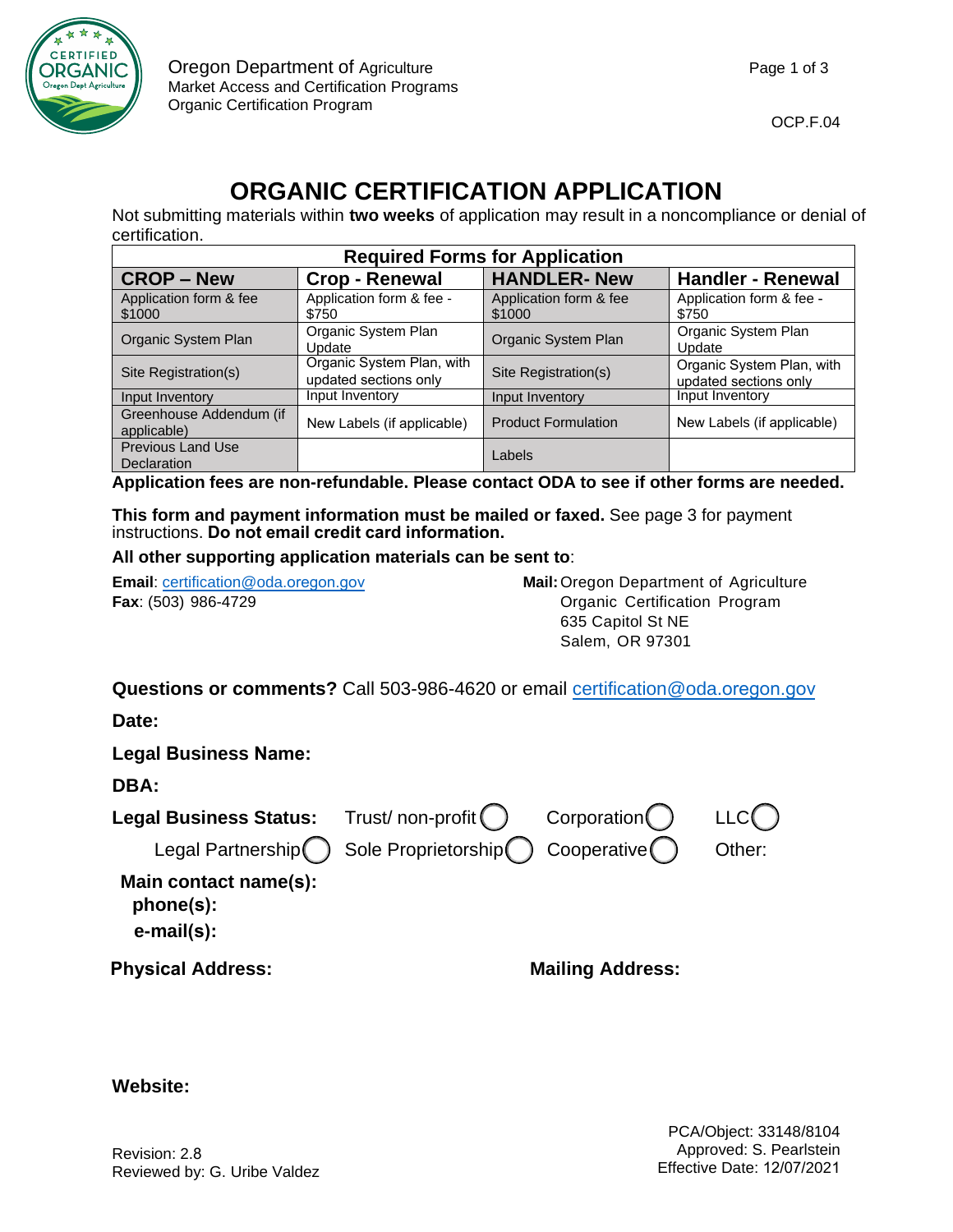Oregon Department of Agriculture
Market Access and Certification Programs
Organic Certification Program

OCP.F.04

# ORGANIC CERTIFICATION APPLICATION

Not submitting materials within **two weeks** of application may result in a noncompliance or denial of certification.

| Required Forms for Application | | | |
|---|---|---|---|
| **CROP – New** | **Crop - Renewal** | **HANDLER- New** | **Handler - Renewal** |
| Application form & fee $1000 | Application form & fee - $750 | Application form & fee $1000 | Application form & fee - $750 |
| Organic System Plan | Organic System Plan Update | Organic System Plan | Organic System Plan Update |
| Site Registration(s) | Organic System Plan, with updated sections only | Site Registration(s) | Organic System Plan, with updated sections only |
| Input Inventory | Input Inventory | Input Inventory | Input Inventory |
| Greenhouse Addendum (if applicable) | New Labels (if applicable) | Product Formulation | New Labels (if applicable) |
| Previous Land Use Declaration | | Labels | |

**Application fees are non-refundable. Please contact ODA to see if other forms are needed.**

**This form and payment information must be mailed or faxed.** See page 3 for payment instructions. **Do not email credit card information.**

**All other supporting application materials can be sent to**:

**Email**: certification@oda.oregon.gov
**Fax**: (503) 986-4729

**Mail:** Oregon Department of Agriculture
Organic Certification Program
635 Capitol St NE
Salem, OR 97301

**Questions or comments?** Call 503-986-4620 or email certification@oda.oregon.gov

**Date:**

**Legal Business Name:**

**DBA:**

**Legal Business Status:** Trust/ non-profit ◯ Corporation ◯ LLC ◯ Legal Partnership ◯ Sole Proprietorship ◯ Cooperative ◯ Other:

**Main contact name(s):**
**phone(s):**
**e-mail(s):**

**Physical Address:**

**Mailing Address:**

**Website:**

Revision: 2.8
Reviewed by: G. Uribe Valdez

PCA/Object: 33148/8104
Approved: S. Pearlstein
Effective Date: 12/07/2021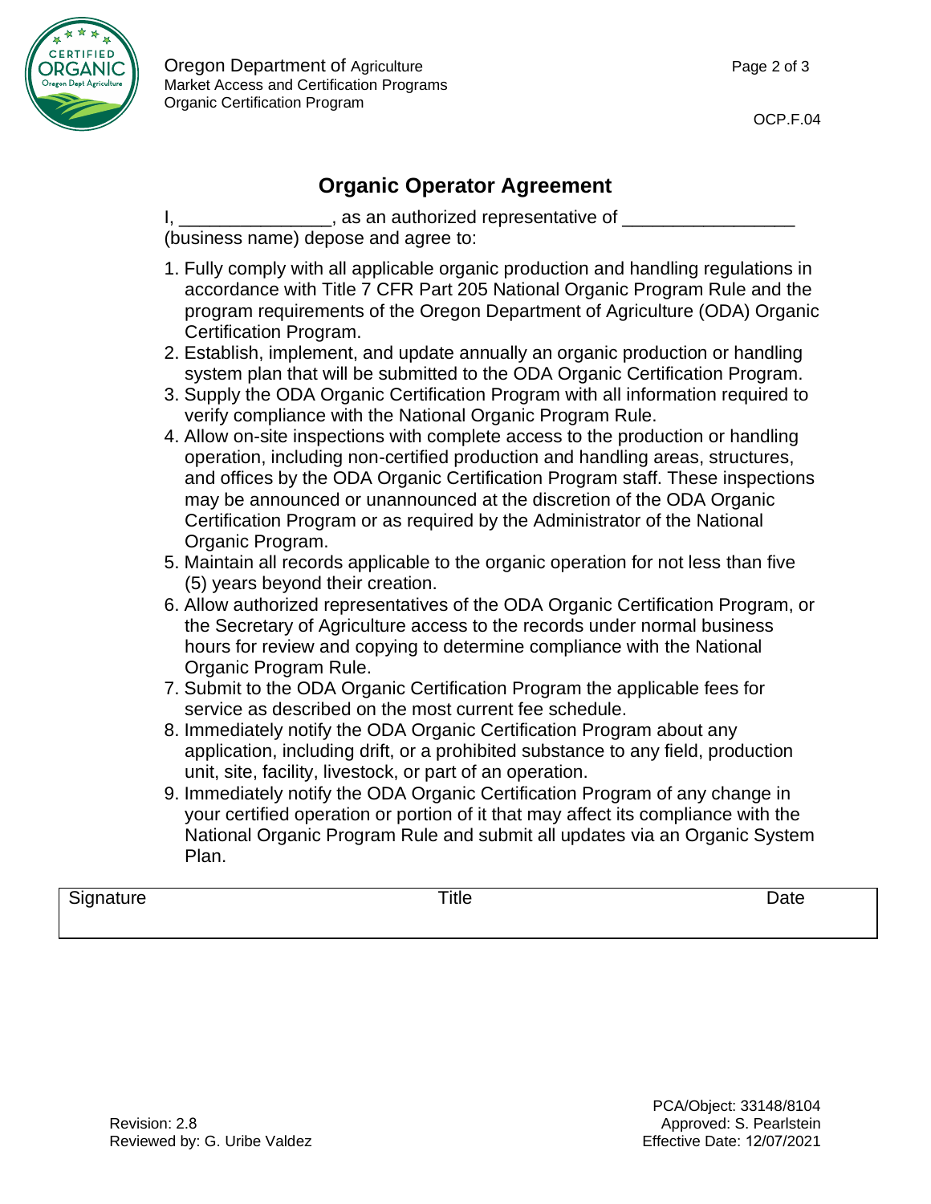Oregon Department of Agriculture
Market Access and Certification Programs
Organic Certification Program

OCP.F.04

## Organic Operator Agreement

I, _______________, as an authorized representative of _________________ (business name) depose and agree to:

1. Fully comply with all applicable organic production and handling regulations in accordance with Title 7 CFR Part 205 National Organic Program Rule and the program requirements of the Oregon Department of Agriculture (ODA) Organic Certification Program.
2. Establish, implement, and update annually an organic production or handling system plan that will be submitted to the ODA Organic Certification Program.
3. Supply the ODA Organic Certification Program with all information required to verify compliance with the National Organic Program Rule.
4. Allow on-site inspections with complete access to the production or handling operation, including non-certified production and handling areas, structures, and offices by the ODA Organic Certification Program staff. These inspections may be announced or unannounced at the discretion of the ODA Organic Certification Program or as required by the Administrator of the National Organic Program.
5. Maintain all records applicable to the organic operation for not less than five (5) years beyond their creation.
6. Allow authorized representatives of the ODA Organic Certification Program, or the Secretary of Agriculture access to the records under normal business hours for review and copying to determine compliance with the National Organic Program Rule.
7. Submit to the ODA Organic Certification Program the applicable fees for service as described on the most current fee schedule.
8. Immediately notify the ODA Organic Certification Program about any application, including drift, or a prohibited substance to any field, production unit, site, facility, livestock, or part of an operation.
9. Immediately notify the ODA Organic Certification Program of any change in your certified operation or portion of it that may affect its compliance with the National Organic Program Rule and submit all updates via an Organic System Plan.

| Signature | Title | Date |
| --- | --- | --- |
| | | |

Revision: 2.8
Reviewed by: G. Uribe Valdez

PCA/Object: 33148/8104
Approved: S. Pearlstein
Effective Date: 12/07/2021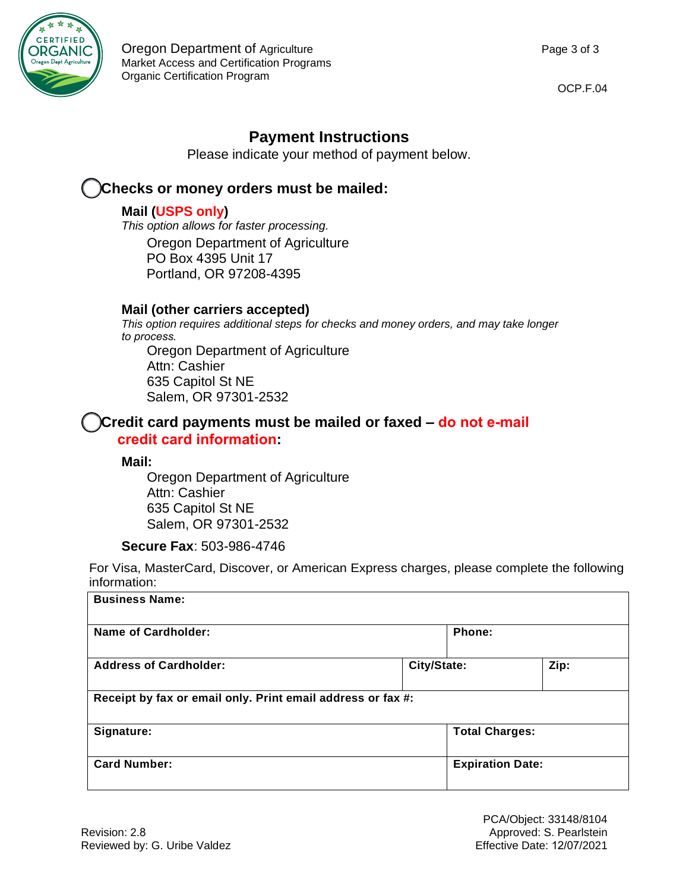## Payment Instructions

Please indicate your method of payment below.

### ◯ Checks or money orders must be mailed:

**Mail (USPS only)**

*This option allows for faster processing.*

Oregon Department of Agriculture
PO Box 4395 Unit 17
Portland, OR 97208-4395

**Mail (other carriers accepted)**

*This option requires additional steps for checks and money orders, and may take longer to process.*

Oregon Department of Agriculture
Attn: Cashier
635 Capitol St NE
Salem, OR 97301-2532

### ◯ Credit card payments must be mailed or faxed – do not e-mail credit card information:

**Mail:**

Oregon Department of Agriculture
Attn: Cashier
635 Capitol St NE
Salem, OR 97301-2532

**Secure Fax**: 503-986-4746

For Visa, MasterCard, Discover, or American Express charges, please complete the following information:

| | | |
|---|---|---|
| **Business Name:** | | |
| **Name of Cardholder:** | **Phone:** | |
| **Address of Cardholder:** | **City/State:** | **Zip:** |
| **Receipt by fax or email only. Print email address or fax #:** | | |
| **Signature:** | **Total Charges:** | |
| **Card Number:** | **Expiration Date:** | |

Revision: 2.8
Reviewed by: G. Uribe Valdez

PCA/Object: 33148/8104
Approved: S. Pearlstein
Effective Date: 12/07/2021